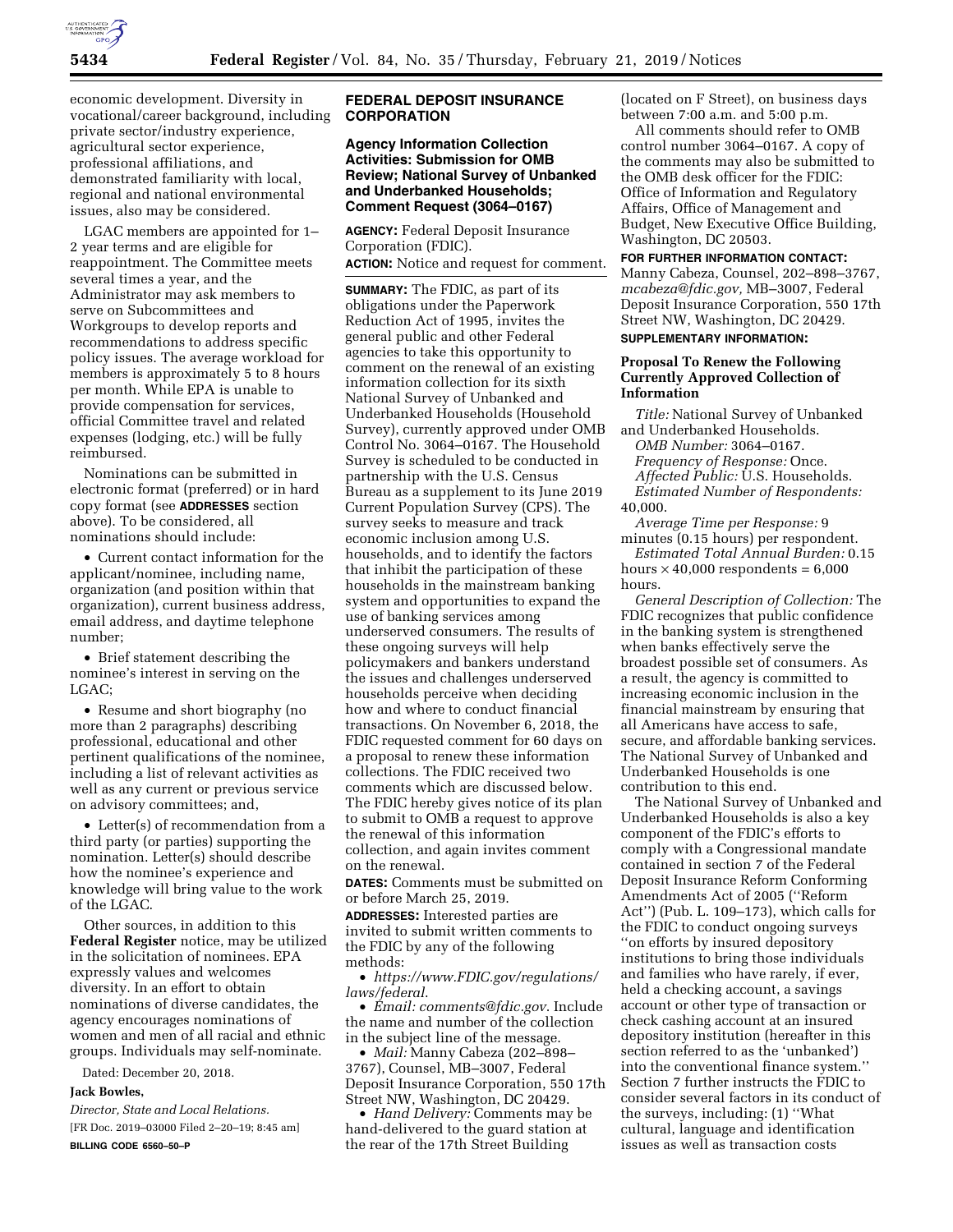economic development. Diversity in vocational/career background, including private sector/industry experience, agricultural sector experience, professional affiliations, and demonstrated familiarity with local, regional and national environmental issues, also may be considered.

LGAC members are appointed for 1–2 year terms and are eligible for reappointment. The Committee meets several times a year, and the Administrator may ask members to serve on Subcommittees and Workgroups to develop reports and recommendations to address specific policy issues. The average workload for members is approximately 5 to 8 hours per month. While EPA is unable to provide compensation for services, official Committee travel and related expenses (lodging, etc.) will be fully reimbursed.

Nominations can be submitted in electronic format (preferred) or in hard copy format (see **ADDRESSES** section above). To be considered, all nominations should include:

- Current contact information for the applicant/nominee, including name, organization (and position within that organization), current business address, email address, and daytime telephone number;
- Brief statement describing the nominee's interest in serving on the LGAC;
- Resume and short biography (no more than 2 paragraphs) describing professional, educational and other pertinent qualifications of the nominee, including a list of relevant activities as well as any current or previous service on advisory committees; and,
- Letter(s) of recommendation from a third party (or parties) supporting the nomination. Letter(s) should describe how the nominee's experience and knowledge will bring value to the work of the LGAC.

Other sources, in addition to this **Federal Register** notice, may be utilized in the solicitation of nominees. EPA expressly values and welcomes diversity. In an effort to obtain nominations of diverse candidates, the agency encourages nominations of women and men of all racial and ethnic groups. Individuals may self-nominate.

Dated: December 20, 2018.

**Jack Bowles,**

*Director, State and Local Relations.*

[FR Doc. 2019–03000 Filed 2–20–19; 8:45 am]

**BILLING CODE 6560–50–P**

## FEDERAL DEPOSIT INSURANCE CORPORATION

### Agency Information Collection Activities: Submission for OMB Review; National Survey of Unbanked and Underbanked Households; Comment Request (3064–0167)

**AGENCY:** Federal Deposit Insurance Corporation (FDIC).

**ACTION:** Notice and request for comment.

**SUMMARY:** The FDIC, as part of its obligations under the Paperwork Reduction Act of 1995, invites the general public and other Federal agencies to take this opportunity to comment on the renewal of an existing information collection for its sixth National Survey of Unbanked and Underbanked Households (Household Survey), currently approved under OMB Control No. 3064–0167. The Household Survey is scheduled to be conducted in partnership with the U.S. Census Bureau as a supplement to its June 2019 Current Population Survey (CPS). The survey seeks to measure and track economic inclusion among U.S. households, and to identify the factors that inhibit the participation of these households in the mainstream banking system and opportunities to expand the use of banking services among underserved consumers. The results of these ongoing surveys will help policymakers and bankers understand the issues and challenges underserved households perceive when deciding how and where to conduct financial transactions. On November 6, 2018, the FDIC requested comment for 60 days on a proposal to renew these information collections. The FDIC received two comments which are discussed below. The FDIC hereby gives notice of its plan to submit to OMB a request to approve the renewal of this information collection, and again invites comment on the renewal.

**DATES:** Comments must be submitted on or before March 25, 2019.

**ADDRESSES:** Interested parties are invited to submit written comments to the FDIC by any of the following methods:

- *https://www.FDIC.gov/regulations/laws/federal.*
- *Email: comments@fdic.gov.* Include the name and number of the collection in the subject line of the message.
- *Mail:* Manny Cabeza (202–898–3767), Counsel, MB–3007, Federal Deposit Insurance Corporation, 550 17th Street NW, Washington, DC 20429.
- *Hand Delivery:* Comments may be hand-delivered to the guard station at the rear of the 17th Street Building (located on F Street), on business days between 7:00 a.m. and 5:00 p.m.

All comments should refer to OMB control number 3064–0167. A copy of the comments may also be submitted to the OMB desk officer for the FDIC: Office of Information and Regulatory Affairs, Office of Management and Budget, New Executive Office Building, Washington, DC 20503.

**FOR FURTHER INFORMATION CONTACT:** Manny Cabeza, Counsel, 202–898–3767, *mcabeza@fdic.gov,* MB–3007, Federal Deposit Insurance Corporation, 550 17th Street NW, Washington, DC 20429.

**SUPPLEMENTARY INFORMATION:**

### Proposal To Renew the Following Currently Approved Collection of Information

*Title:* National Survey of Unbanked and Underbanked Households.

*OMB Number:* 3064–0167.

*Frequency of Response:* Once.

*Affected Public:* U.S. Households.

*Estimated Number of Respondents:* 40,000.

*Average Time per Response:* 9 minutes (0.15 hours) per respondent.

*Estimated Total Annual Burden:* 0.15 hours × 40,000 respondents = 6,000 hours.

*General Description of Collection:* The FDIC recognizes that public confidence in the banking system is strengthened when banks effectively serve the broadest possible set of consumers. As a result, the agency is committed to increasing economic inclusion in the financial mainstream by ensuring that all Americans have access to safe, secure, and affordable banking services. The National Survey of Unbanked and Underbanked Households is one contribution to this end.

The National Survey of Unbanked and Underbanked Households is also a key component of the FDIC's efforts to comply with a Congressional mandate contained in section 7 of the Federal Deposit Insurance Reform Conforming Amendments Act of 2005 (''Reform Act'') (Pub. L. 109–173), which calls for the FDIC to conduct ongoing surveys ''on efforts by insured depository institutions to bring those individuals and families who have rarely, if ever, held a checking account, a savings account or other type of transaction or check cashing account at an insured depository institution (hereafter in this section referred to as the 'unbanked') into the conventional finance system.'' Section 7 further instructs the FDIC to consider several factors in its conduct of the surveys, including: (1) ''What cultural, language and identification issues as well as transaction costs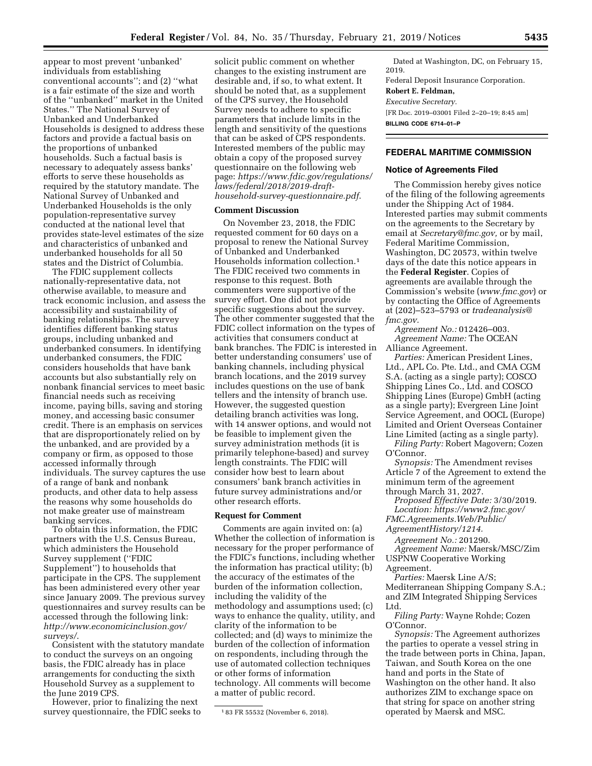appear to most prevent 'unbanked' individuals from establishing conventional accounts''; and (2) ''what is a fair estimate of the size and worth of the ''unbanked'' market in the United States.'' The National Survey of Unbanked and Underbanked Households is designed to address these factors and provide a factual basis on the proportions of unbanked households. Such a factual basis is necessary to adequately assess banks' efforts to serve these households as required by the statutory mandate. The National Survey of Unbanked and Underbanked Households is the only population-representative survey conducted at the national level that provides state-level estimates of the size and characteristics of unbanked and underbanked households for all 50 states and the District of Columbia.

The FDIC supplement collects nationally-representative data, not otherwise available, to measure and track economic inclusion, and assess the accessibility and sustainability of banking relationships. The survey identifies different banking status groups, including unbanked and underbanked consumers. In identifying underbanked consumers, the FDIC considers households that have bank accounts but also substantially rely on nonbank financial services to meet basic financial needs such as receiving income, paying bills, saving and storing money, and accessing basic consumer credit. There is an emphasis on services that are disproportionately relied on by the unbanked, and are provided by a company or firm, as opposed to those accessed informally through individuals. The survey captures the use of a range of bank and nonbank products, and other data to help assess the reasons why some households do not make greater use of mainstream banking services.

To obtain this information, the FDIC partners with the U.S. Census Bureau, which administers the Household Survey supplement (''FDIC Supplement'') to households that participate in the CPS. The supplement has been administered every other year since January 2009. The previous survey questionnaires and survey results can be accessed through the following link: *http://www.economicinclusion.gov/surveys/*.

Consistent with the statutory mandate to conduct the surveys on an ongoing basis, the FDIC already has in place arrangements for conducting the sixth Household Survey as a supplement to the June 2019 CPS.

However, prior to finalizing the next survey questionnaire, the FDIC seeks to solicit public comment on whether changes to the existing instrument are desirable and, if so, to what extent. It should be noted that, as a supplement of the CPS survey, the Household Survey needs to adhere to specific parameters that include limits in the length and sensitivity of the questions that can be asked of CPS respondents. Interested members of the public may obtain a copy of the proposed survey questionnaire on the following web page: *https://www.fdic.gov/regulations/laws/federal/2018/2019-draft-household-survey-questionnaire.pdf*.

**Comment Discussion**

On November 23, 2018, the FDIC requested comment for 60 days on a proposal to renew the National Survey of Unbanked and Underbanked Households information collection.[1] The FDIC received two comments in response to this request. Both commenters were supportive of the survey effort. One did not provide specific suggestions about the survey. The other commenter suggested that the FDIC collect information on the types of activities that consumers conduct at bank branches. The FDIC is interested in better understanding consumers' use of banking channels, including physical branch locations, and the 2019 survey includes questions on the use of bank tellers and the intensity of branch use. However, the suggested question detailing branch activities was long, with 14 answer options, and would not be feasible to implement given the survey administration methods (it is primarily telephone-based) and survey length constraints. The FDIC will consider how best to learn about consumers' bank branch activities in future survey administrations and/or other research efforts.

**Request for Comment**

Comments are again invited on: (a) Whether the collection of information is necessary for the proper performance of the FDIC's functions, including whether the information has practical utility; (b) the accuracy of the estimates of the burden of the information collection, including the validity of the methodology and assumptions used; (c) ways to enhance the quality, utility, and clarity of the information to be collected; and (d) ways to minimize the burden of the collection of information on respondents, including through the use of automated collection techniques or other forms of information technology. All comments will become a matter of public record.

[1] 83 FR 55532 (November 6, 2018).

Dated at Washington, DC, on February 15, 2019.

Federal Deposit Insurance Corporation.

**Robert E. Feldman,**

*Executive Secretary.*

[FR Doc. 2019–03001 Filed 2–20–19; 8:45 am]

**BILLING CODE 6714–01–P**

## FEDERAL MARITIME COMMISSION

### Notice of Agreements Filed

The Commission hereby gives notice of the filing of the following agreements under the Shipping Act of 1984. Interested parties may submit comments on the agreements to the Secretary by email at *Secretary@fmc.gov,* or by mail, Federal Maritime Commission, Washington, DC 20573, within twelve days of the date this notice appears in the **Federal Register**. Copies of agreements are available through the Commission's website (*www.fmc.gov*) or by contacting the Office of Agreements at (202)–523–5793 or *tradeanalysis@fmc.gov.*

*Agreement No.:* 012426–003.

*Agreement Name:* The OCEAN Alliance Agreement.

*Parties:* American President Lines, Ltd., APL Co. Pte. Ltd., and CMA CGM S.A. (acting as a single party); COSCO Shipping Lines Co., Ltd. and COSCO Shipping Lines (Europe) GmbH (acting as a single party); Evergreen Line Joint Service Agreement, and OOCL (Europe) Limited and Orient Overseas Container Line Limited (acting as a single party).

*Filing Party:* Robert Magovern; Cozen O'Connor.

*Synopsis:* The Amendment revises Article 7 of the Agreement to extend the minimum term of the agreement through March 31, 2027.

*Proposed Effective Date:* 3/30/2019.

*Location: https://www2.fmc.gov/FMC.Agreements.Web/Public/AgreementHistory/1214.*

*Agreement No.:* 201290.

*Agreement Name:* Maersk/MSC/Zim USPNW Cooperative Working Agreement.

*Parties:* Maersk Line A/S; Mediterranean Shipping Company S.A.; and ZIM Integrated Shipping Services Ltd.

*Filing Party:* Wayne Rohde; Cozen O'Connor.

*Synopsis:* The Agreement authorizes the parties to operate a vessel string in the trade between ports in China, Japan, Taiwan, and South Korea on the one hand and ports in the State of Washington on the other hand. It also authorizes ZIM to exchange space on that string for space on another string operated by Maersk and MSC.